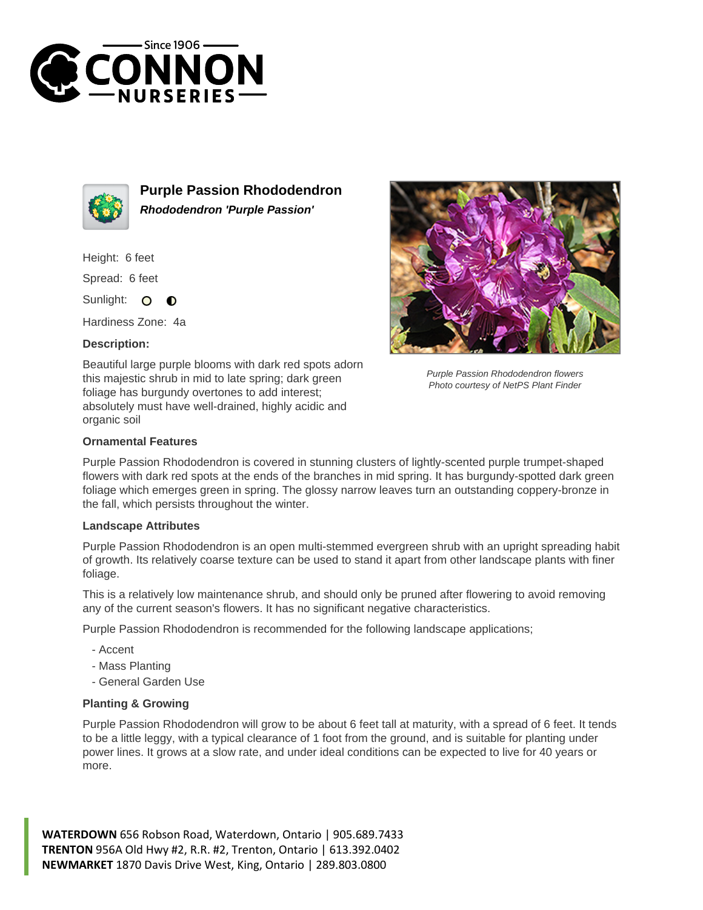Since 1906
CONNON
NURSERIES

# Purple Passion Rhododendron

***Rhododendron 'Purple Passion'***

Height: 6 feet

Spread: 6 feet

Sunlight:

Hardiness Zone: 4a

**Description:**

Beautiful large purple blooms with dark red spots adorn this majestic shrub in mid to late spring; dark green foliage has burgundy overtones to add interest; absolutely must have well-drained, highly acidic and organic soil

*Purple Passion Rhododendron flowers*
*Photo courtesy of NetPS Plant Finder*

### Ornamental Features

Purple Passion Rhododendron is covered in stunning clusters of lightly-scented purple trumpet-shaped flowers with dark red spots at the ends of the branches in mid spring. It has burgundy-spotted dark green foliage which emerges green in spring. The glossy narrow leaves turn an outstanding coppery-bronze in the fall, which persists throughout the winter.

### Landscape Attributes

Purple Passion Rhododendron is an open multi-stemmed evergreen shrub with an upright spreading habit of growth. Its relatively coarse texture can be used to stand it apart from other landscape plants with finer foliage.

This is a relatively low maintenance shrub, and should only be pruned after flowering to avoid removing any of the current season's flowers. It has no significant negative characteristics.

Purple Passion Rhododendron is recommended for the following landscape applications;

- Accent
- Mass Planting
- General Garden Use

### Planting & Growing

Purple Passion Rhododendron will grow to be about 6 feet tall at maturity, with a spread of 6 feet. It tends to be a little leggy, with a typical clearance of 1 foot from the ground, and is suitable for planting under power lines. It grows at a slow rate, and under ideal conditions can be expected to live for 40 years or more.

**WATERDOWN** 656 Robson Road, Waterdown, Ontario | 905.689.7433
**TRENTON** 956A Old Hwy #2, R.R. #2, Trenton, Ontario | 613.392.0402
**NEWMARKET** 1870 Davis Drive West, King, Ontario | 289.803.0800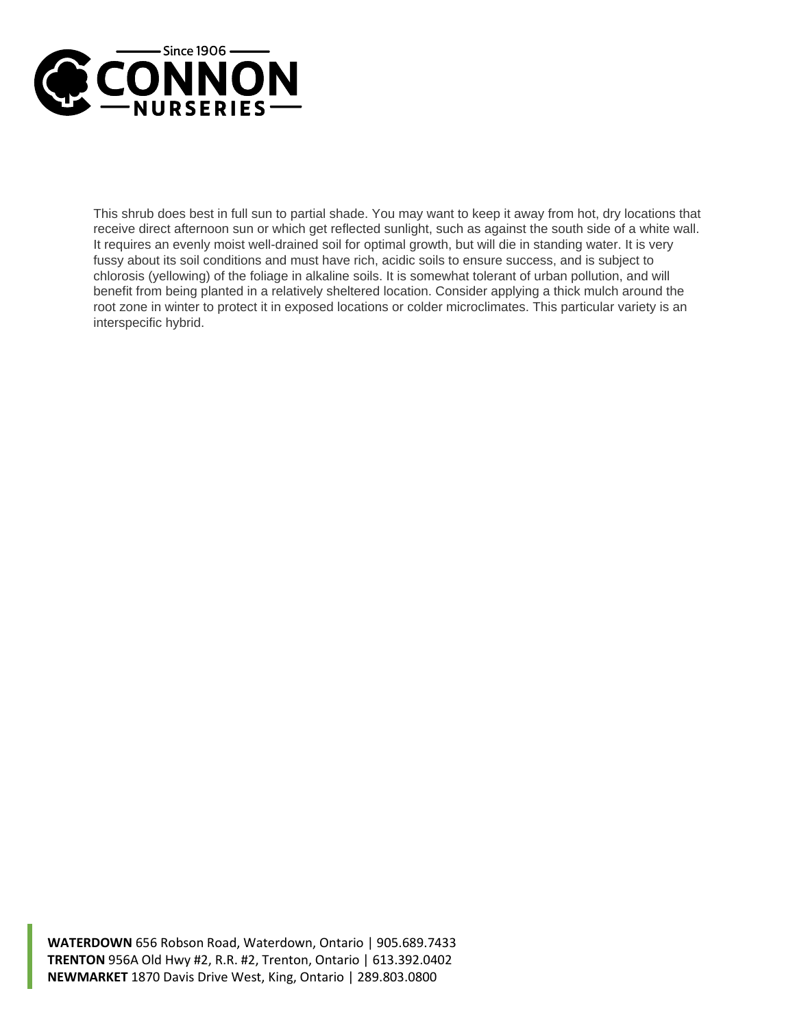This shrub does best in full sun to partial shade. You may want to keep it away from hot, dry locations that receive direct afternoon sun or which get reflected sunlight, such as against the south side of a white wall. It requires an evenly moist well-drained soil for optimal growth, but will die in standing water. It is very fussy about its soil conditions and must have rich, acidic soils to ensure success, and is subject to chlorosis (yellowing) of the foliage in alkaline soils. It is somewhat tolerant of urban pollution, and will benefit from being planted in a relatively sheltered location. Consider applying a thick mulch around the root zone in winter to protect it in exposed locations or colder microclimates. This particular variety is an interspecific hybrid.